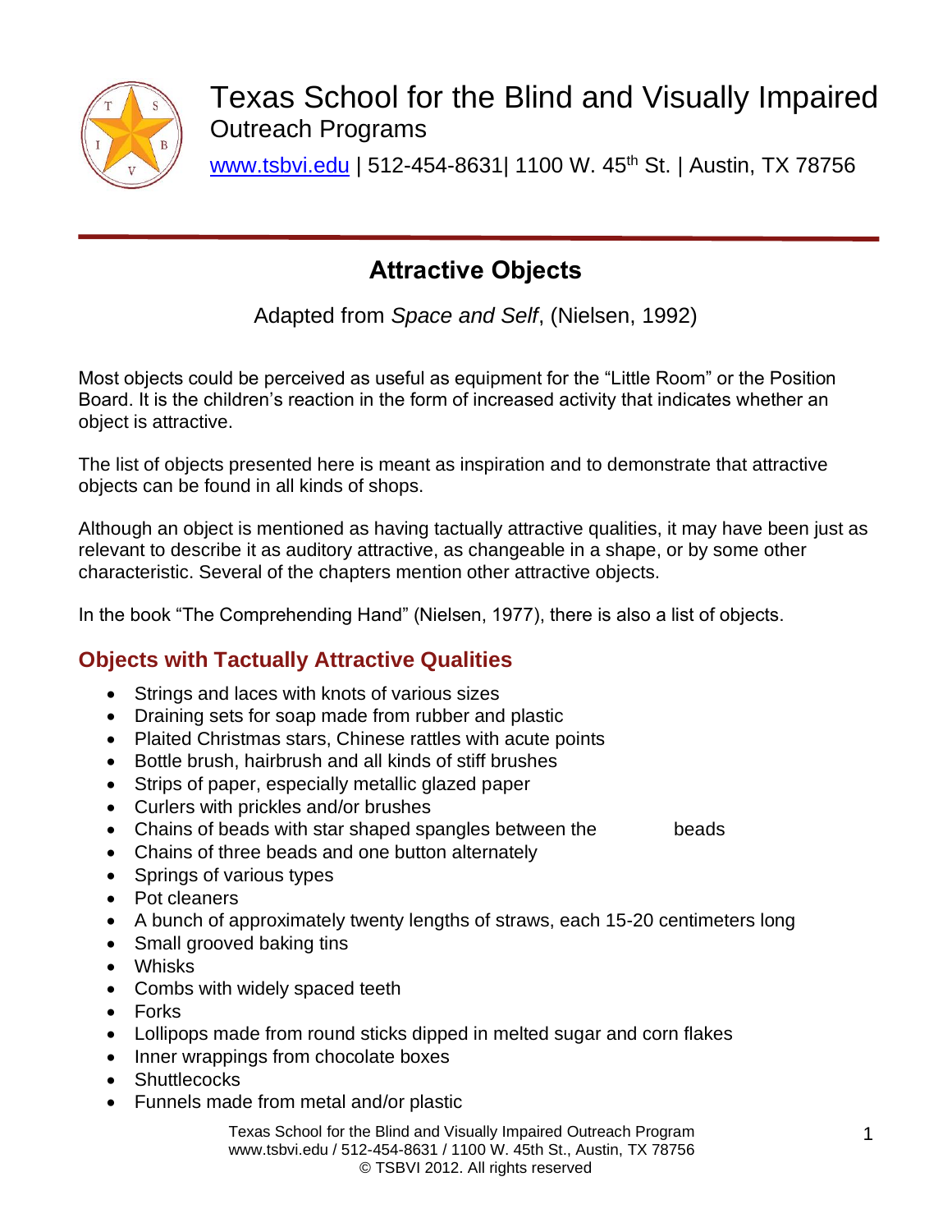# Texas School for the Blind and Visually Impaired

Outreach Programs

www.tsbvi.edu | 512-454-8631| 1100 W. 45th St. | Austin, TX 78756

## Attractive Objects

Adapted from *Space and Self*, (Nielsen, 1992)

Most objects could be perceived as useful as equipment for the "Little Room" or the Position Board. It is the children's reaction in the form of increased activity that indicates whether an object is attractive.

The list of objects presented here is meant as inspiration and to demonstrate that attractive objects can be found in all kinds of shops.

Although an object is mentioned as having tactually attractive qualities, it may have been just as relevant to describe it as auditory attractive, as changeable in a shape, or by some other characteristic. Several of the chapters mention other attractive objects.

In the book "The Comprehending Hand" (Nielsen, 1977), there is also a list of objects.

### Objects with Tactually Attractive Qualities

- Strings and laces with knots of various sizes
- Draining sets for soap made from rubber and plastic
- Plaited Christmas stars, Chinese rattles with acute points
- Bottle brush, hairbrush and all kinds of stiff brushes
- Strips of paper, especially metallic glazed paper
- Curlers with prickles and/or brushes
- Chains of beads with star shaped spangles between the beads
- Chains of three beads and one button alternately
- Springs of various types
- Pot cleaners
- A bunch of approximately twenty lengths of straws, each 15-20 centimeters long
- Small grooved baking tins
- Whisks
- Combs with widely spaced teeth
- Forks
- Lollipops made from round sticks dipped in melted sugar and corn flakes
- Inner wrappings from chocolate boxes
- Shuttlecocks
- Funnels made from metal and/or plastic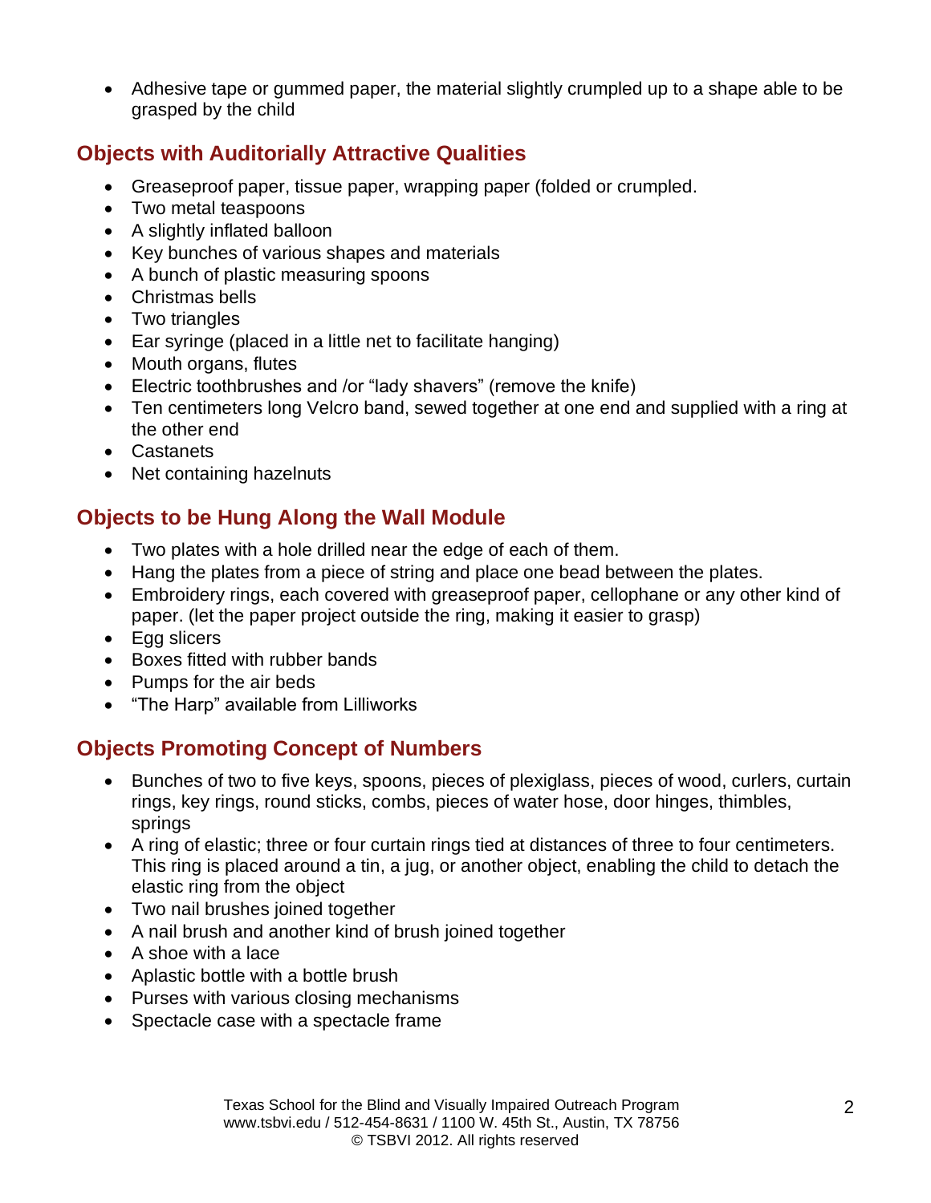- Adhesive tape or gummed paper, the material slightly crumpled up to a shape able to be grasped by the child

## Objects with Auditorially Attractive Qualities

- Greaseproof paper, tissue paper, wrapping paper (folded or crumpled.
- Two metal teaspoons
- A slightly inflated balloon
- Key bunches of various shapes and materials
- A bunch of plastic measuring spoons
- Christmas bells
- Two triangles
- Ear syringe (placed in a little net to facilitate hanging)
- Mouth organs, flutes
- Electric toothbrushes and /or "lady shavers" (remove the knife)
- Ten centimeters long Velcro band, sewed together at one end and supplied with a ring at the other end
- Castanets
- Net containing hazelnuts

## Objects to be Hung Along the Wall Module

- Two plates with a hole drilled near the edge of each of them.
- Hang the plates from a piece of string and place one bead between the plates.
- Embroidery rings, each covered with greaseproof paper, cellophane or any other kind of paper. (let the paper project outside the ring, making it easier to grasp)
- Egg slicers
- Boxes fitted with rubber bands
- Pumps for the air beds
- "The Harp" available from Lilliworks

## Objects Promoting Concept of Numbers

- Bunches of two to five keys, spoons, pieces of plexiglass, pieces of wood, curlers, curtain rings, key rings, round sticks, combs, pieces of water hose, door hinges, thimbles, springs
- A ring of elastic; three or four curtain rings tied at distances of three to four centimeters. This ring is placed around a tin, a jug, or another object, enabling the child to detach the elastic ring from the object
- Two nail brushes joined together
- A nail brush and another kind of brush joined together
- A shoe with a lace
- Aplastic bottle with a bottle brush
- Purses with various closing mechanisms
- Spectacle case with a spectacle frame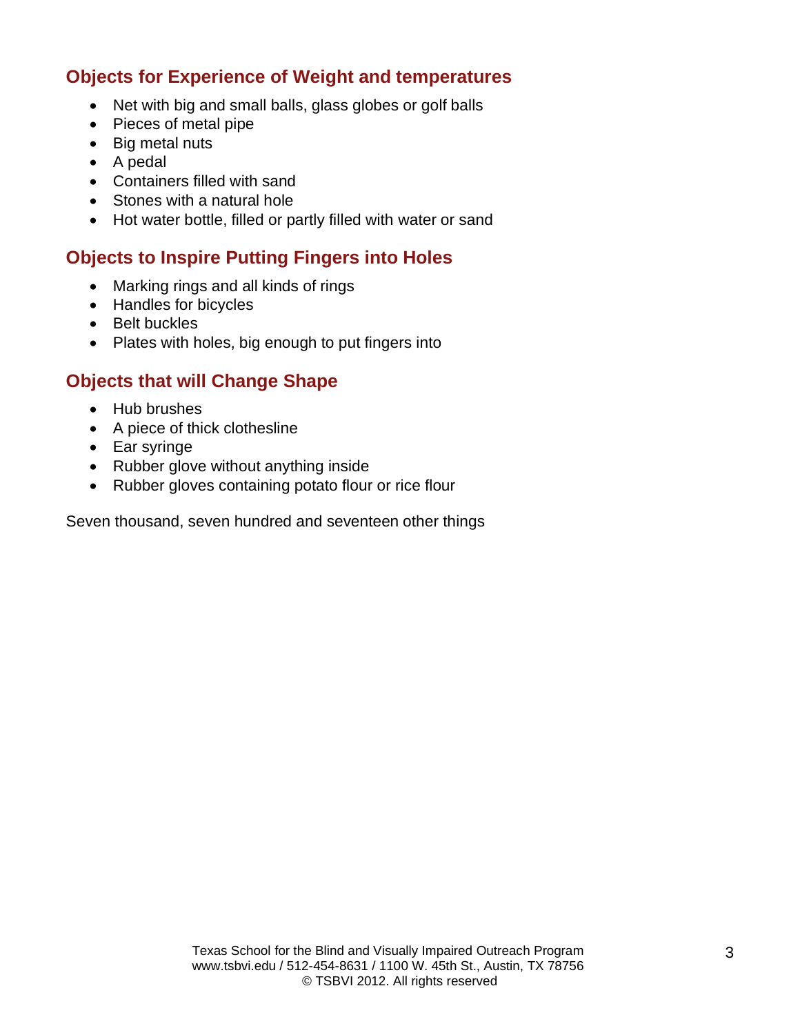## Objects for Experience of Weight and temperatures

- Net with big and small balls, glass globes or golf balls
- Pieces of metal pipe
- Big metal nuts
- A pedal
- Containers filled with sand
- Stones with a natural hole
- Hot water bottle, filled or partly filled with water or sand

## Objects to Inspire Putting Fingers into Holes

- Marking rings and all kinds of rings
- Handles for bicycles
- Belt buckles
- Plates with holes, big enough to put fingers into

## Objects that will Change Shape

- Hub brushes
- A piece of thick clothesline
- Ear syringe
- Rubber glove without anything inside
- Rubber gloves containing potato flour or rice flour

Seven thousand, seven hundred and seventeen other things